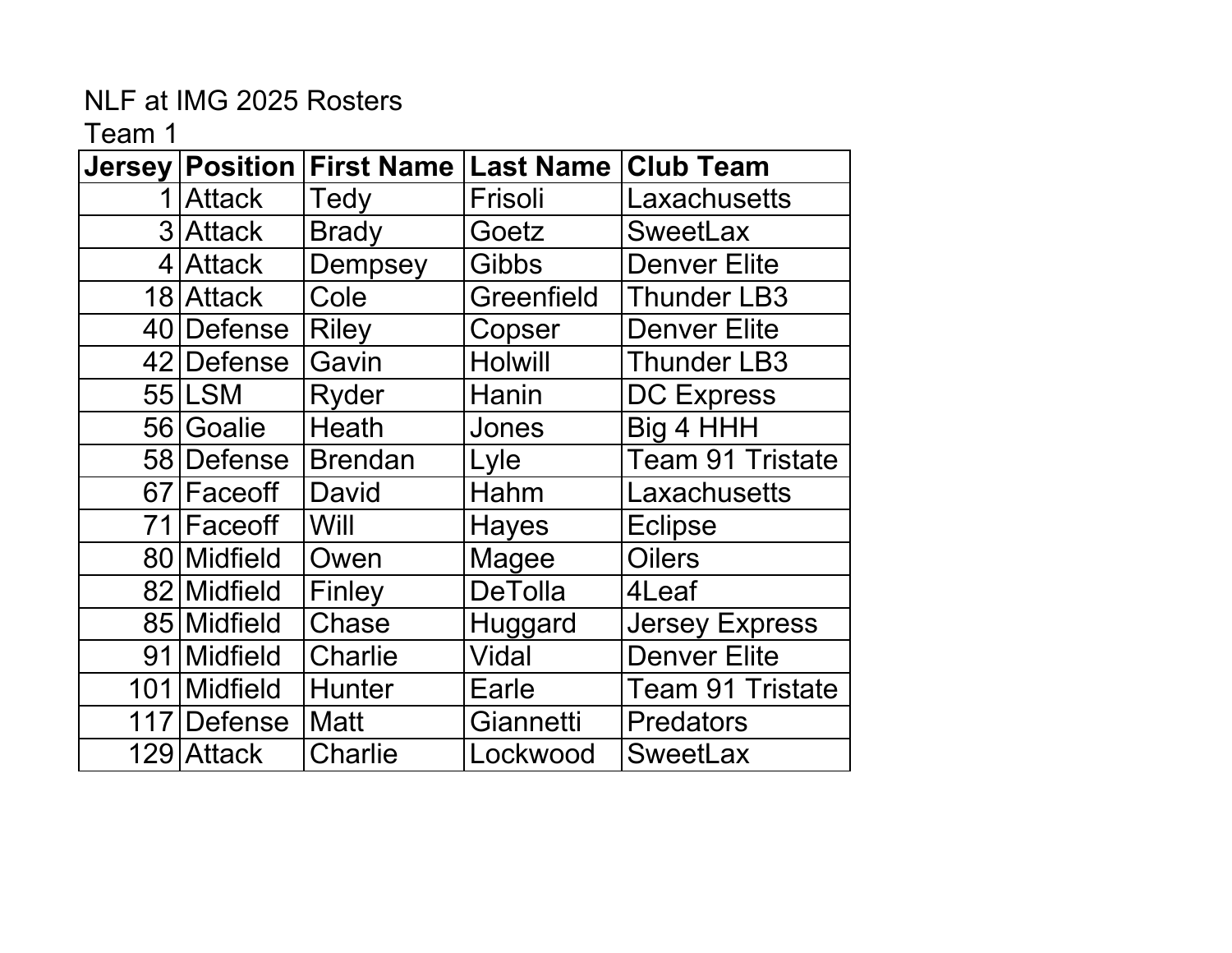NLF at IMG 2025 Rosters

Team 1

| Jersey | Position | First Name | Last Name | Club Team |
|---|---|---|---|---|
| 1 | Attack | Tedy | Frisoli | Laxachusetts |
| 3 | Attack | Brady | Goetz | SweetLax |
| 4 | Attack | Dempsey | Gibbs | Denver Elite |
| 18 | Attack | Cole | Greenfield | Thunder LB3 |
| 40 | Defense | Riley | Copser | Denver Elite |
| 42 | Defense | Gavin | Holwill | Thunder LB3 |
| 55 | LSM | Ryder | Hanin | DC Express |
| 56 | Goalie | Heath | Jones | Big 4 HHH |
| 58 | Defense | Brendan | Lyle | Team 91 Tristate |
| 67 | Faceoff | David | Hahm | Laxachusetts |
| 71 | Faceoff | Will | Hayes | Eclipse |
| 80 | Midfield | Owen | Magee | Oilers |
| 82 | Midfield | Finley | DeTolla | 4Leaf |
| 85 | Midfield | Chase | Huggard | Jersey Express |
| 91 | Midfield | Charlie | Vidal | Denver Elite |
| 101 | Midfield | Hunter | Earle | Team 91 Tristate |
| 117 | Defense | Matt | Giannetti | Predators |
| 129 | Attack | Charlie | Lockwood | SweetLax |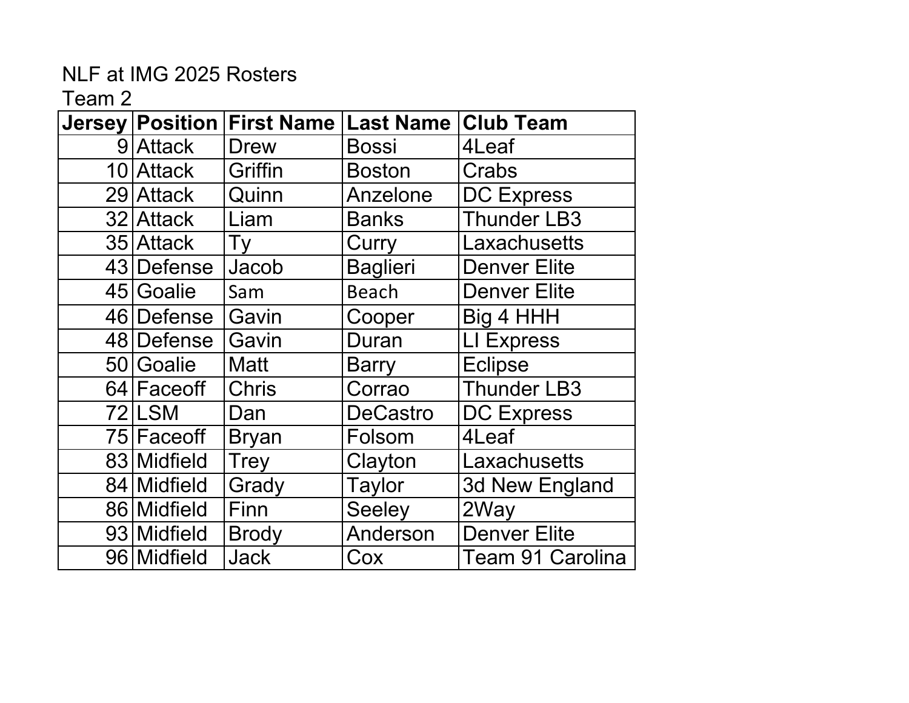NLF at IMG 2025 Rosters

Team 2

| Jersey | Position | First Name | Last Name | Club Team |
| --- | --- | --- | --- | --- |
| 9 | Attack | Drew | Bossi | 4Leaf |
| 10 | Attack | Griffin | Boston | Crabs |
| 29 | Attack | Quinn | Anzelone | DC Express |
| 32 | Attack | Liam | Banks | Thunder LB3 |
| 35 | Attack | Ty | Curry | Laxachusetts |
| 43 | Defense | Jacob | Baglieri | Denver Elite |
| 45 | Goalie | Sam | Beach | Denver Elite |
| 46 | Defense | Gavin | Cooper | Big 4 HHH |
| 48 | Defense | Gavin | Duran | LI Express |
| 50 | Goalie | Matt | Barry | Eclipse |
| 64 | Faceoff | Chris | Corrao | Thunder LB3 |
| 72 | LSM | Dan | DeCastro | DC Express |
| 75 | Faceoff | Bryan | Folsom | 4Leaf |
| 83 | Midfield | Trey | Clayton | Laxachusetts |
| 84 | Midfield | Grady | Taylor | 3d New England |
| 86 | Midfield | Finn | Seeley | 2Way |
| 93 | Midfield | Brody | Anderson | Denver Elite |
| 96 | Midfield | Jack | Cox | Team 91 Carolina |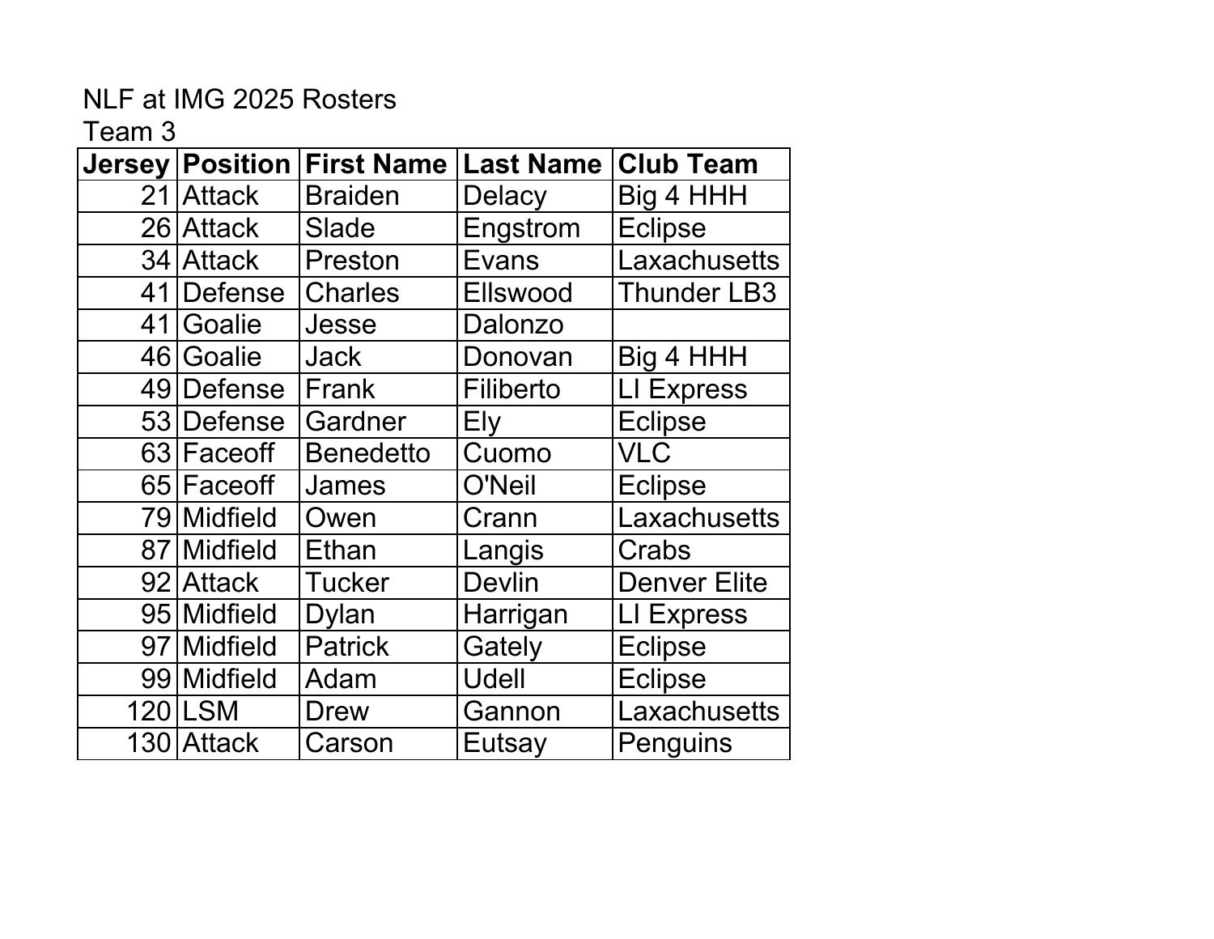NLF at IMG 2025 Rosters

Team 3

| Jersey | Position | First Name | Last Name | Club Team |
|---|---|---|---|---|
| 21 | Attack | Braiden | Delacy | Big 4 HHH |
| 26 | Attack | Slade | Engstrom | Eclipse |
| 34 | Attack | Preston | Evans | Laxachusetts |
| 41 | Defense | Charles | Ellswood | Thunder LB3 |
| 41 | Goalie | Jesse | Dalonzo | |
| 46 | Goalie | Jack | Donovan | Big 4 HHH |
| 49 | Defense | Frank | Filiberto | LI Express |
| 53 | Defense | Gardner | Ely | Eclipse |
| 63 | Faceoff | Benedetto | Cuomo | VLC |
| 65 | Faceoff | James | O'Neil | Eclipse |
| 79 | Midfield | Owen | Crann | Laxachusetts |
| 87 | Midfield | Ethan | Langis | Crabs |
| 92 | Attack | Tucker | Devlin | Denver Elite |
| 95 | Midfield | Dylan | Harrigan | LI Express |
| 97 | Midfield | Patrick | Gately | Eclipse |
| 99 | Midfield | Adam | Udell | Eclipse |
| 120 | LSM | Drew | Gannon | Laxachusetts |
| 130 | Attack | Carson | Eutsay | Penguins |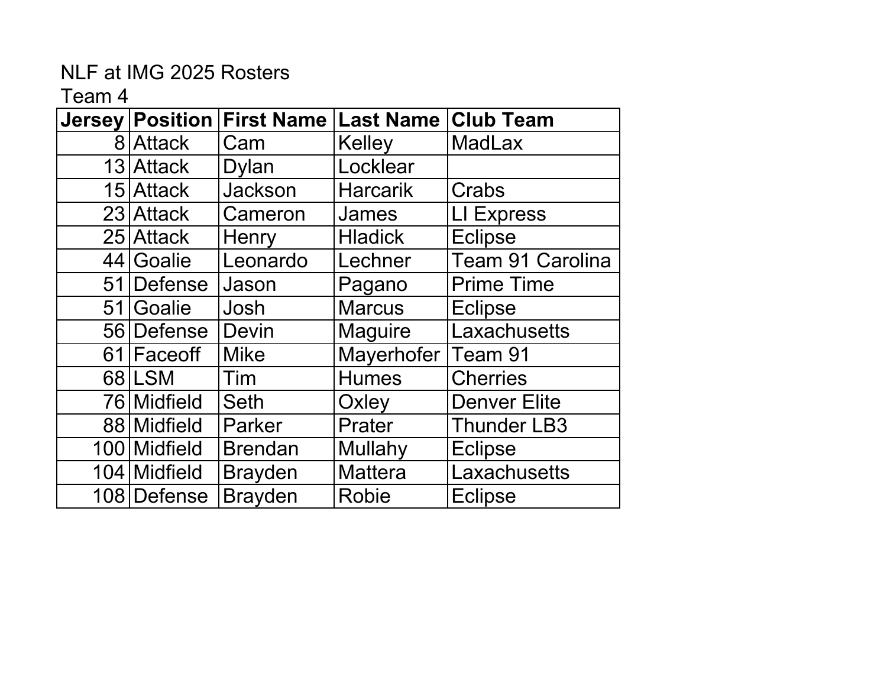NLF at IMG 2025 Rosters

Team 4

| Jersey | Position | First Name | Last Name | Club Team |
|---|---|---|---|---|
| 8 | Attack | Cam | Kelley | MadLax |
| 13 | Attack | Dylan | Locklear | |
| 15 | Attack | Jackson | Harcarik | Crabs |
| 23 | Attack | Cameron | James | LI Express |
| 25 | Attack | Henry | Hladick | Eclipse |
| 44 | Goalie | Leonardo | Lechner | Team 91 Carolina |
| 51 | Defense | Jason | Pagano | Prime Time |
| 51 | Goalie | Josh | Marcus | Eclipse |
| 56 | Defense | Devin | Maguire | Laxachusetts |
| 61 | Faceoff | Mike | Mayerhofer | Team 91 |
| 68 | LSM | Tim | Humes | Cherries |
| 76 | Midfield | Seth | Oxley | Denver Elite |
| 88 | Midfield | Parker | Prater | Thunder LB3 |
| 100 | Midfield | Brendan | Mullahy | Eclipse |
| 104 | Midfield | Brayden | Mattera | Laxachusetts |
| 108 | Defense | Brayden | Robie | Eclipse |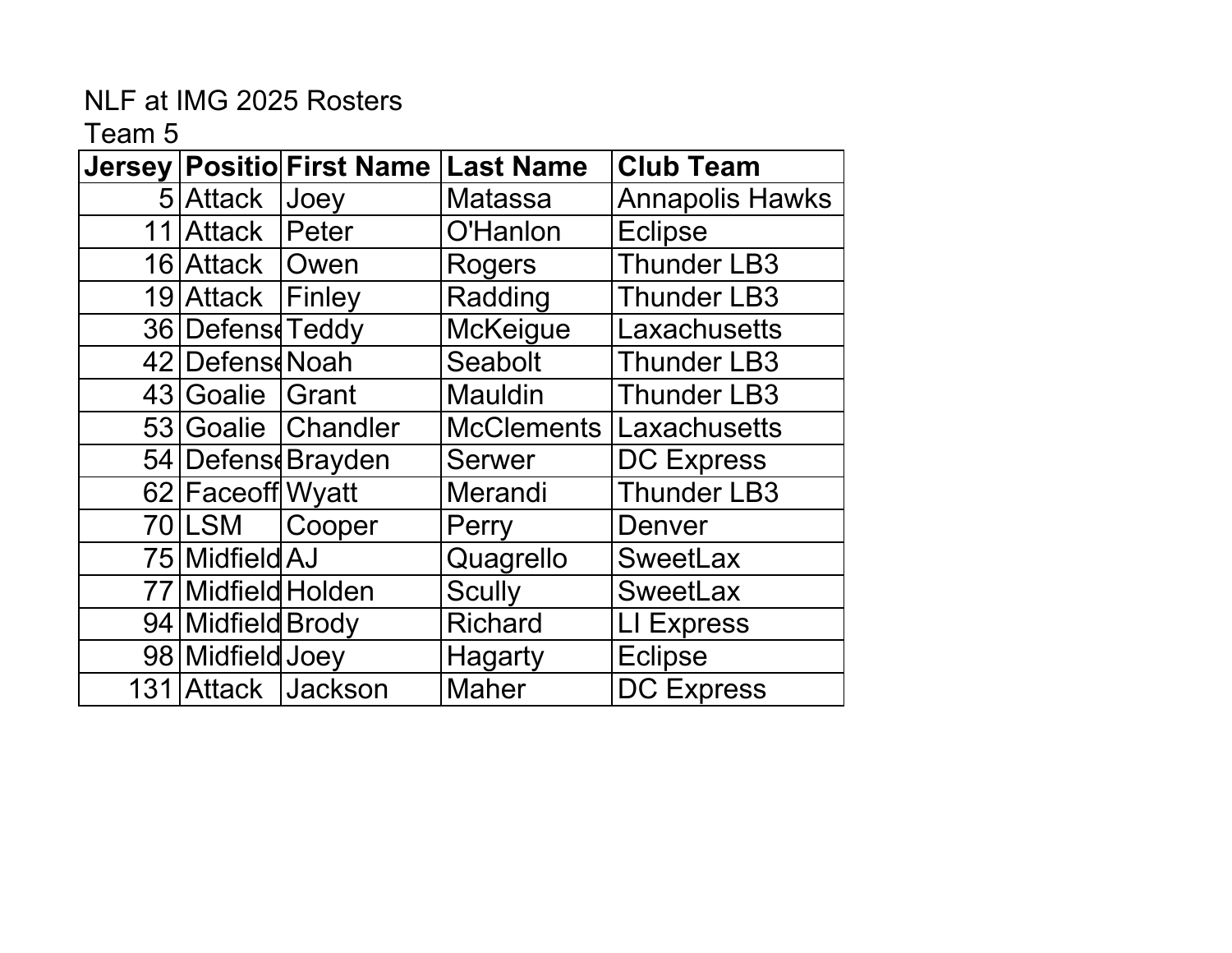NLF at IMG 2025 Rosters

Team 5

| Jersey | Positio | First Name | Last Name | Club Team |
|---|---|---|---|---|
| 5 | Attack | Joey | Matassa | Annapolis Hawks |
| 11 | Attack | Peter | O'Hanlon | Eclipse |
| 16 | Attack | Owen | Rogers | Thunder LB3 |
| 19 | Attack | Finley | Radding | Thunder LB3 |
| 36 | Defense | Teddy | McKeigue | Laxachusetts |
| 42 | Defense | Noah | Seabolt | Thunder LB3 |
| 43 | Goalie | Grant | Mauldin | Thunder LB3 |
| 53 | Goalie | Chandler | McClements | Laxachusetts |
| 54 | Defense | Brayden | Serwer | DC Express |
| 62 | Faceoff | Wyatt | Merandi | Thunder LB3 |
| 70 | LSM | Cooper | Perry | Denver |
| 75 | Midfield | AJ | Quagrello | SweetLax |
| 77 | Midfield | Holden | Scully | SweetLax |
| 94 | Midfield | Brody | Richard | LI Express |
| 98 | Midfield | Joey | Hagarty | Eclipse |
| 131 | Attack | Jackson | Maher | DC Express |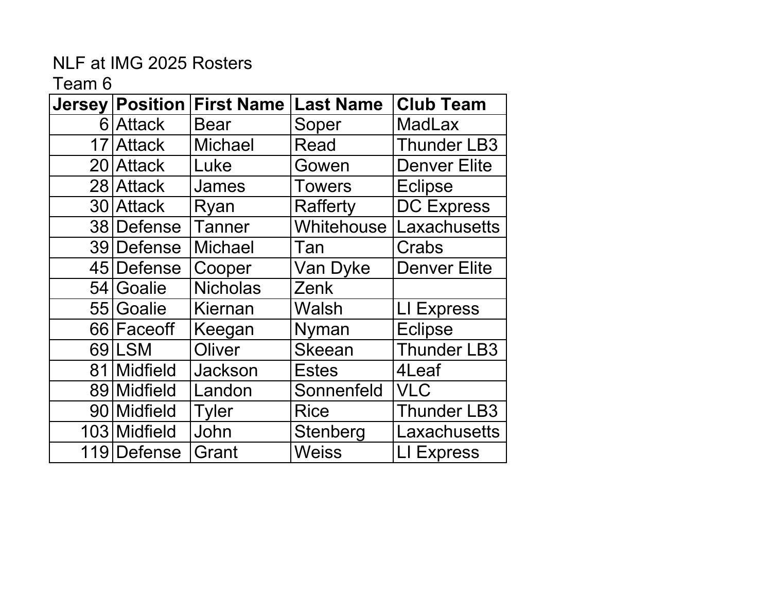NLF at IMG 2025 Rosters

Team 6

| Jersey | Position | First Name | Last Name | Club Team |
|---|---|---|---|---|
| 6 | Attack | Bear | Soper | MadLax |
| 17 | Attack | Michael | Read | Thunder LB3 |
| 20 | Attack | Luke | Gowen | Denver Elite |
| 28 | Attack | James | Towers | Eclipse |
| 30 | Attack | Ryan | Rafferty | DC Express |
| 38 | Defense | Tanner | Whitehouse | Laxachusetts |
| 39 | Defense | Michael | Tan | Crabs |
| 45 | Defense | Cooper | Van Dyke | Denver Elite |
| 54 | Goalie | Nicholas | Zenk | |
| 55 | Goalie | Kiernan | Walsh | LI Express |
| 66 | Faceoff | Keegan | Nyman | Eclipse |
| 69 | LSM | Oliver | Skeean | Thunder LB3 |
| 81 | Midfield | Jackson | Estes | 4Leaf |
| 89 | Midfield | Landon | Sonnenfeld | VLC |
| 90 | Midfield | Tyler | Rice | Thunder LB3 |
| 103 | Midfield | John | Stenberg | Laxachusetts |
| 119 | Defense | Grant | Weiss | LI Express |